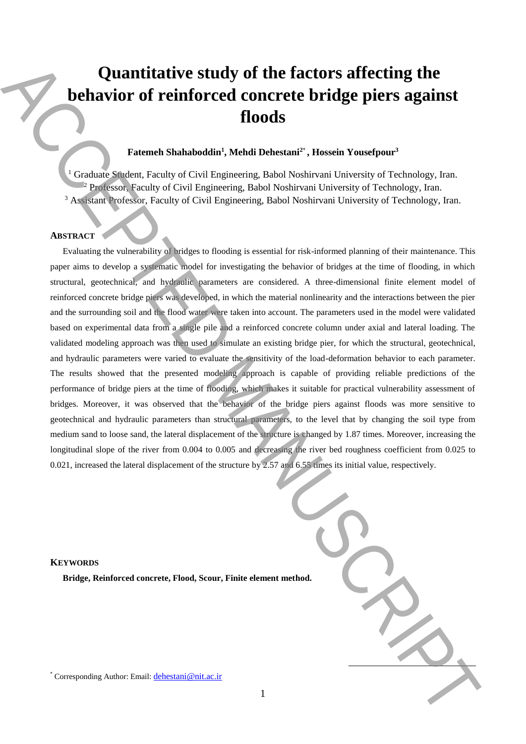# Quantitative study of the factors affecting the behavior of reinforced concrete bridge piers against floods

**Fatemeh Shahaboddin[1], Mehdi Dehestani[2*], Hossein Yousefpour[3]**

[1] Graduate Student, Faculty of Civil Engineering, Babol Noshirvani University of Technology, Iran.
[2] Professor, Faculty of Civil Engineering, Babol Noshirvani University of Technology, Iran.
[3] Assistant Professor, Faculty of Civil Engineering, Babol Noshirvani University of Technology, Iran.

## ABSTRACT

Evaluating the vulnerability of bridges to flooding is essential for risk-informed planning of their maintenance. This paper aims to develop a systematic model for investigating the behavior of bridges at the time of flooding, in which structural, geotechnical, and hydraulic parameters are considered. A three-dimensional finite element model of reinforced concrete bridge piers was developed, in which the material nonlinearity and the interactions between the pier and the surrounding soil and the flood water were taken into account. The parameters used in the model were validated based on experimental data from a single pile and a reinforced concrete column under axial and lateral loading. The validated modeling approach was then used to simulate an existing bridge pier, for which the structural, geotechnical, and hydraulic parameters were varied to evaluate the sensitivity of the load-deformation behavior to each parameter. The results showed that the presented modeling approach is capable of providing reliable predictions of the performance of bridge piers at the time of flooding, which makes it suitable for practical vulnerability assessment of bridges. Moreover, it was observed that the behavior of the bridge piers against floods was more sensitive to geotechnical and hydraulic parameters than structural parameters, to the level that by changing the soil type from medium sand to loose sand, the lateral displacement of the structure is changed by 1.87 times. Moreover, increasing the longitudinal slope of the river from 0.004 to 0.005 and decreasing the river bed roughness coefficient from 0.025 to 0.021, increased the lateral displacement of the structure by 2.57 and 6.55 times its initial value, respectively.

## KEYWORDS

**Bridge, Reinforced concrete, Flood, Scour, Finite element method.**

[*] Corresponding Author: Email: dehestani@nit.ac.ir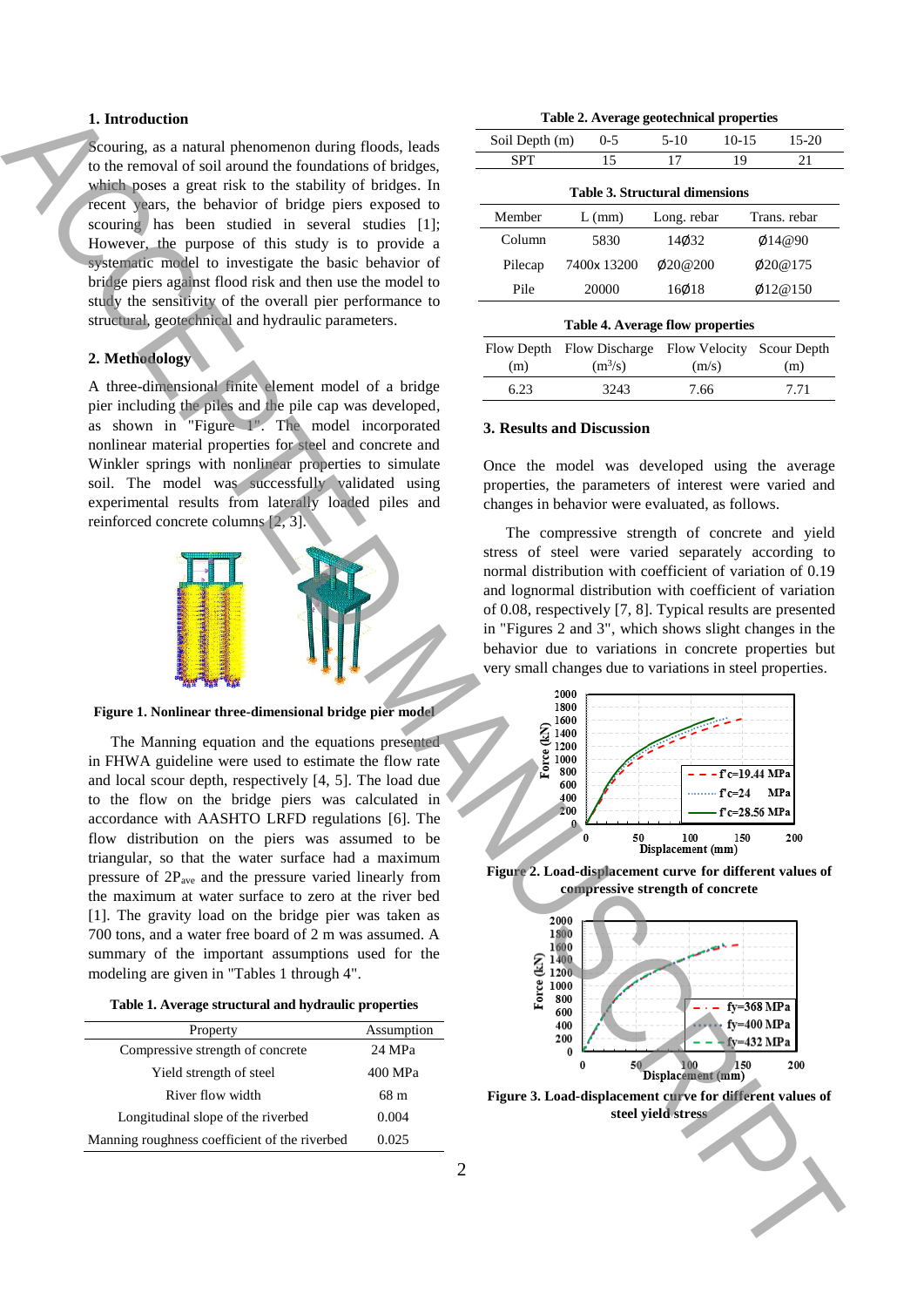## 1. Introduction

Scouring, as a natural phenomenon during floods, leads to the removal of soil around the foundations of bridges, which poses a great risk to the stability of bridges. In recent years, the behavior of bridge piers exposed to scouring has been studied in several studies [1]; However, the purpose of this study is to provide a systematic model to investigate the basic behavior of bridge piers against flood risk and then use the model to study the sensitivity of the overall pier performance to structural, geotechnical and hydraulic parameters.

## 2. Methodology

A three-dimensional finite element model of a bridge pier including the piles and the pile cap was developed, as shown in "Figure 1". The model incorporated nonlinear material properties for steel and concrete and Winkler springs with nonlinear properties to simulate soil. The model was successfully validated using experimental results from laterally loaded piles and reinforced concrete columns [2, 3].

**Figure 1. Nonlinear three-dimensional bridge pier model**

The Manning equation and the equations presented in FHWA guideline were used to estimate the flow rate and local scour depth, respectively [4, 5]. The load due to the flow on the bridge piers was calculated in accordance with AASHTO LRFD regulations [6]. The flow distribution on the piers was assumed to be triangular, so that the water surface had a maximum pressure of $2P_{ave}$ and the pressure varied linearly from the maximum at water surface to zero at the river bed [1]. The gravity load on the bridge pier was taken as 700 tons, and a water free board of 2 m was assumed. A summary of the important assumptions used for the modeling are given in "Tables 1 through 4".

**Table 1. Average structural and hydraulic properties**

| Property | Assumption |
|---|---|
| Compressive strength of concrete | 24 MPa |
| Yield strength of steel | 400 MPa |
| River flow width | 68 m |
| Longitudinal slope of the riverbed | 0.004 |
| Manning roughness coefficient of the riverbed | 0.025 |

**Table 2. Average geotechnical properties**

| Soil Depth (m) | 0-5 | 5-10 | 10-15 | 15-20 |
|---|---|---|---|---|
| SPT | 15 | 17 | 19 | 21 |

**Table 3. Structural dimensions**

| Member | L (mm) | Long. rebar | Trans. rebar |
|---|---|---|---|
| Column | 5830 | 14Ø32 | Ø14@90 |
| Pilecap | 7400x 13200 | Ø20@200 | Ø20@175 |
| Pile | 20000 | 16Ø18 | Ø12@150 |

**Table 4. Average flow properties**

| Flow Depth (m) | Flow Discharge ($m^3$/s) | Flow Velocity (m/s) | Scour Depth (m) |
|---|---|---|---|
| 6.23 | 3243 | 7.66 | 7.71 |

## 3. Results and Discussion

Once the model was developed using the average properties, the parameters of interest were varied and changes in behavior were evaluated, as follows.

The compressive strength of concrete and yield stress of steel were varied separately according to normal distribution with coefficient of variation of 0.19 and lognormal distribution with coefficient of variation of 0.08, respectively [7, 8]. Typical results are presented in "Figures 2 and 3", which shows slight changes in the behavior due to variations in concrete properties but very small changes due to variations in steel properties.

**Figure 2. Load-displacement curve for different values of compressive strength of concrete**

**Figure 3. Load-displacement curve for different values of steel yield stress**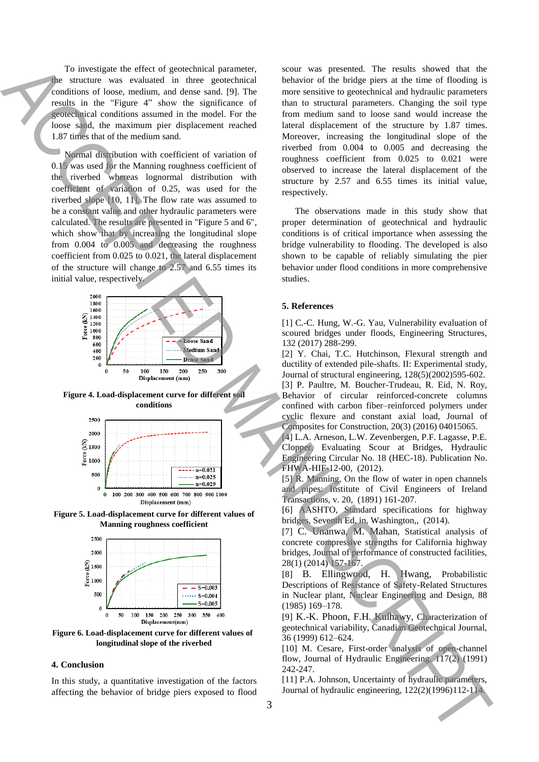To investigate the effect of geotechnical parameter, the structure was evaluated in three geotechnical conditions of loose, medium, and dense sand. [9]. The results in the "Figure 4" show the significance of geotechnical conditions assumed in the model. For the loose sand, the maximum pier displacement reached 1.87 times that of the medium sand.

Normal distribution with coefficient of variation of 0.15 was used for the Manning roughness coefficient of the riverbed whereas lognormal distribution with coefficient of variation of 0.25, was used for the riverbed slope [10, 11]. The flow rate was assumed to be a constant value and other hydraulic parameters were calculated. The results are presented in "Figure 5 and 6", which show that by increasing the longitudinal slope from 0.004 to 0.005 and decreasing the roughness coefficient from 0.025 to 0.021, the lateral displacement of the structure will change to 2.57 and 6.55 times its initial value, respectively.

Force (kN)
2000
1800
1600
1400
1200
1000
800
600
400
200
0
0 50 100 150 200 250 300
Displacement (mm)
Loose Sand
Medium Sand
Dense Sand

**Figure 4. Load-displacement curve for different soil conditions**

Force (kN)
2500
2000
1500
1000
500
0
0 100 200 300 400 500 600 700 800 900 1000
Displacement (mm)
n=0.021
n=0.025
n=0.029

**Figure 5. Load-displacement curve for different values of Manning roughness coefficient**

Force (kN)
2500
2000
1500
1000
500
0
0 50 100 150 200 250 300 350 400
Displacement(mm)
S=0.003
S=0.004
S=0.005

**Figure 6. Load-displacement curve for different values of longitudinal slope of the riverbed**

## 4. Conclusion

In this study, a quantitative investigation of the factors affecting the behavior of bridge piers exposed to flood scour was presented. The results showed that the behavior of the bridge piers at the time of flooding is more sensitive to geotechnical and hydraulic parameters than to structural parameters. Changing the soil type from medium sand to loose sand would increase the lateral displacement of the structure by 1.87 times. Moreover, increasing the longitudinal slope of the riverbed from 0.004 to 0.005 and decreasing the roughness coefficient from 0.025 to 0.021 were observed to increase the lateral displacement of the structure by 2.57 and 6.55 times its initial value, respectively.

The observations made in this study show that proper determination of geotechnical and hydraulic conditions is of critical importance when assessing the bridge vulnerability to flooding. The developed is also shown to be capable of reliably simulating the pier behavior under flood conditions in more comprehensive studies.

## 5. References

[1] C.-C. Hung, W.-G. Yau, Vulnerability evaluation of scoured bridges under floods, Engineering Structures, 132 (2017) 288-299.
[2] Y. Chai, T.C. Hutchinson, Flexural strength and ductility of extended pile-shafts. II: Experimental study, Journal of structural engineering, 128(5)(2002)595-602.
[3] P. Paultre, M. Boucher-Trudeau, R. Eid, N. Roy, Behavior of circular reinforced-concrete columns confined with carbon fiber–reinforced polymers under cyclic flexure and constant axial load, Journal of Composites for Construction, 20(3) (2016) 04015065.
[4] L.A. Arneson, L.W. Zevenbergen, P.F. Lagasse, P.E. Clopper, Evaluating Scour at Bridges, Hydraulic Engineering Circular No. 18 (HEC-18). Publication No. FHWA-HIF-12-00, (2012).
[5] R. Manning, On the flow of water in open channels and pipes: Institute of Civil Engineers of Ireland Transactions, v. 20, (1891) 161-207.
[6] AASHTO, Standard specifications for highway bridges, Seventh Ed, in, Washington,, (2014).
[7] C. Unanwa, M. Mahan, Statistical analysis of concrete compressive strengths for California highway bridges, Journal of performance of constructed facilities, 28(1) (2014) 157-167.
[8] B. Ellingwood, H. Hwang, Probabilistic Descriptions of Resistance of Safety-Related Structures in Nuclear plant, Nuclear Engineering and Design, 88 (1985) 169–178.
[9] K.-K. Phoon, F.H. Kulhawy, Characterization of geotechnical variability, Canadian Geotechnical Journal, 36 (1999) 612–624.
[10] M. Cesare, First-order analysis of open-channel flow, Journal of Hydraulic Engineering, 117(2) (1991) 242-247.
[11] P.A. Johnson, Uncertainty of hydraulic parameters, Journal of hydraulic engineering, 122(2)(1996)112-114.